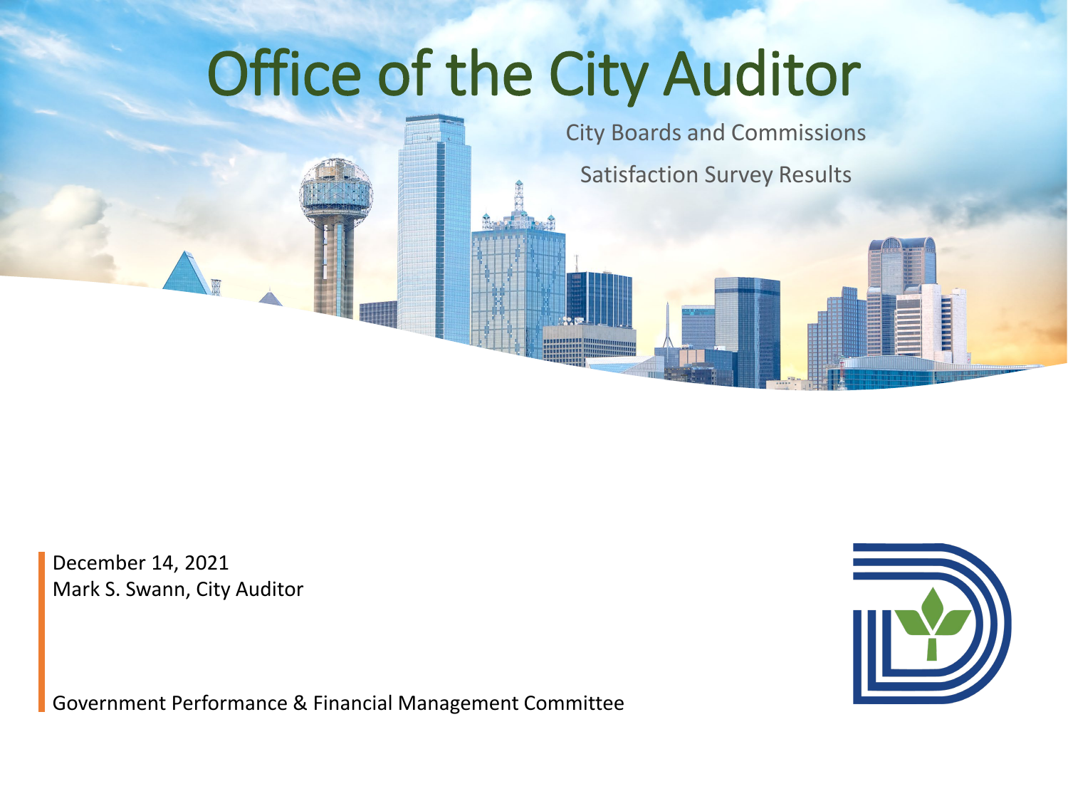# Office of the City Auditor

City Boards and Commissions

Satisfaction Survey Results

December 14, 2021
Mark S. Swann, City Auditor

Government Performance & Financial Management Committee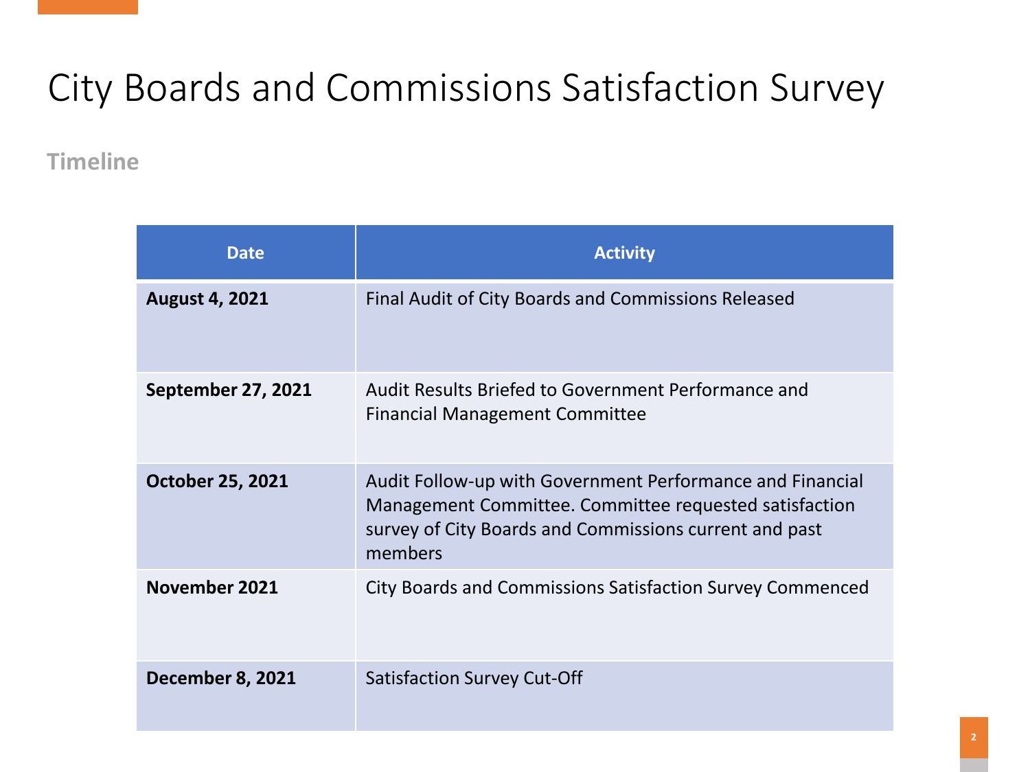# City Boards and Commissions Satisfaction Survey

## Timeline

| Date | Activity |
| --- | --- |
| **August 4, 2021** | Final Audit of City Boards and Commissions Released |
| **September 27, 2021** | Audit Results Briefed to Government Performance and Financial Management Committee |
| **October 25, 2021** | Audit Follow-up with Government Performance and Financial Management Committee. Committee requested satisfaction survey of City Boards and Commissions current and past members |
| **November 2021** | City Boards and Commissions Satisfaction Survey Commenced |
| **December 8, 2021** | Satisfaction Survey Cut-Off |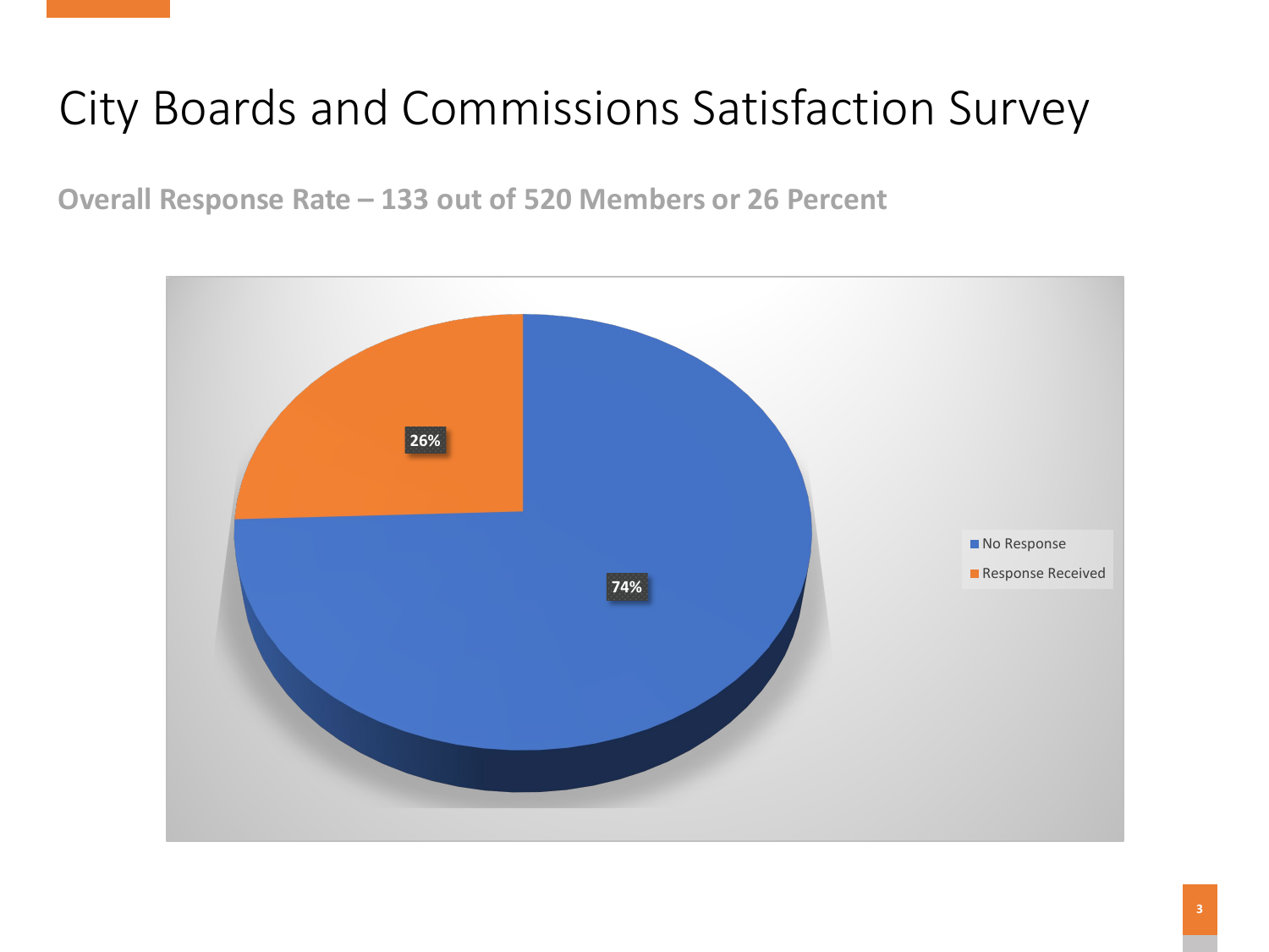# City Boards and Commissions Satisfaction Survey

**Overall Response Rate – 133 out of 520 Members or 26 Percent**

| | Percent |
|---|---|
| No Response | 74% |
| Response Received | 26% |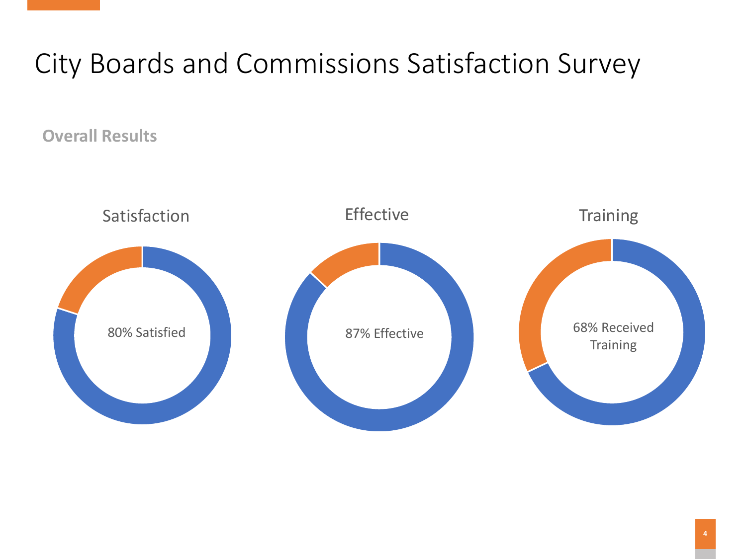# City Boards and Commissions Satisfaction Survey

**Overall Results**

### Satisfaction

80% Satisfied

### Effective

87% Effective

### Training

68% Received Training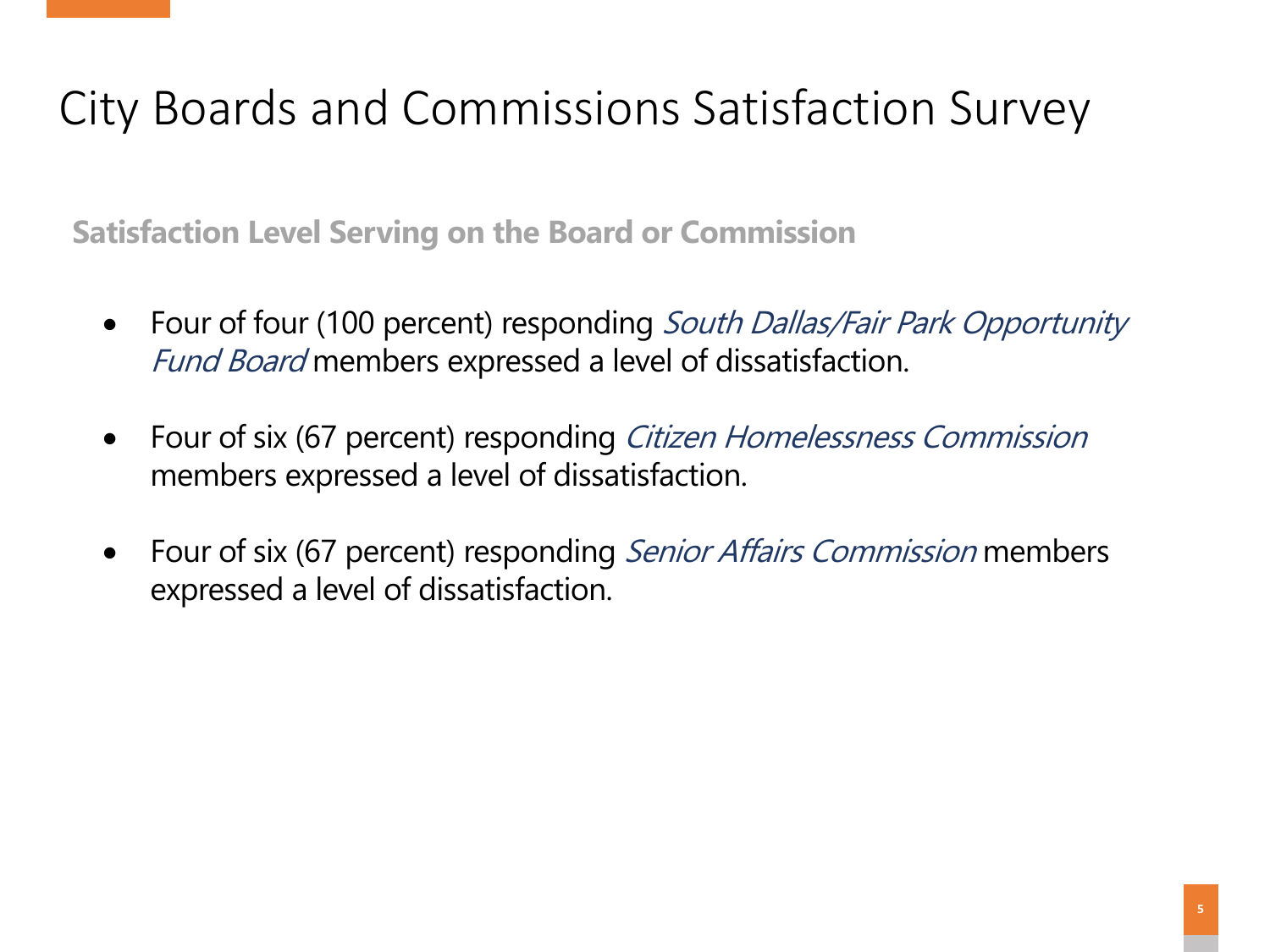# City Boards and Commissions Satisfaction Survey

## Satisfaction Level Serving on the Board or Commission

- Four of four (100 percent) responding *South Dallas/Fair Park Opportunity Fund Board* members expressed a level of dissatisfaction.
- Four of six (67 percent) responding *Citizen Homelessness Commission* members expressed a level of dissatisfaction.
- Four of six (67 percent) responding *Senior Affairs Commission* members expressed a level of dissatisfaction.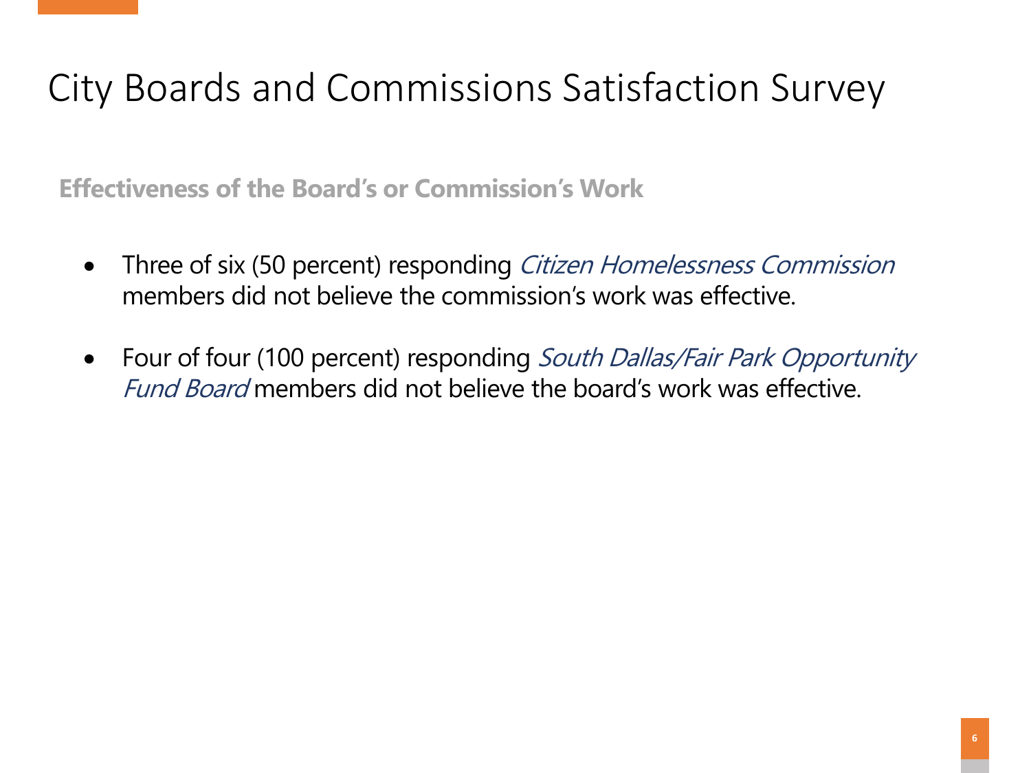# City Boards and Commissions Satisfaction Survey

## Effectiveness of the Board's or Commission's Work

- Three of six (50 percent) responding *Citizen Homelessness Commission* members did not believe the commission's work was effective.
- Four of four (100 percent) responding *South Dallas/Fair Park Opportunity Fund Board* members did not believe the board's work was effective.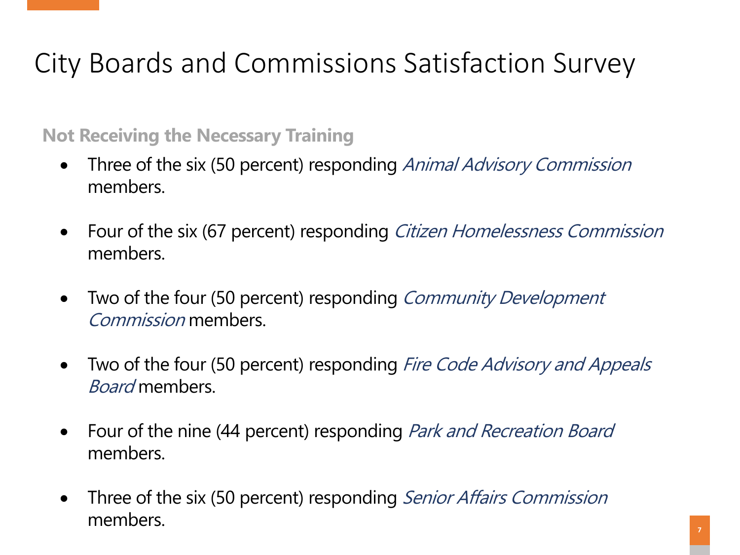# City Boards and Commissions Satisfaction Survey

**Not Receiving the Necessary Training**

- Three of the six (50 percent) responding *Animal Advisory Commission* members.
- Four of the six (67 percent) responding *Citizen Homelessness Commission* members.
- Two of the four (50 percent) responding *Community Development Commission* members.
- Two of the four (50 percent) responding *Fire Code Advisory and Appeals Board* members.
- Four of the nine (44 percent) responding *Park and Recreation Board* members.
- Three of the six (50 percent) responding *Senior Affairs Commission* members.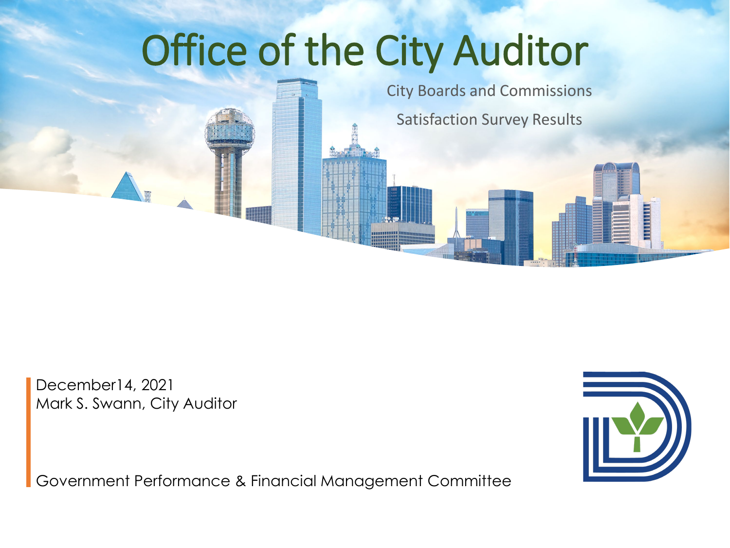# Office of the City Auditor

City Boards and Commissions

Satisfaction Survey Results

December14, 2021
Mark S. Swann, City Auditor

Government Performance & Financial Management Committee